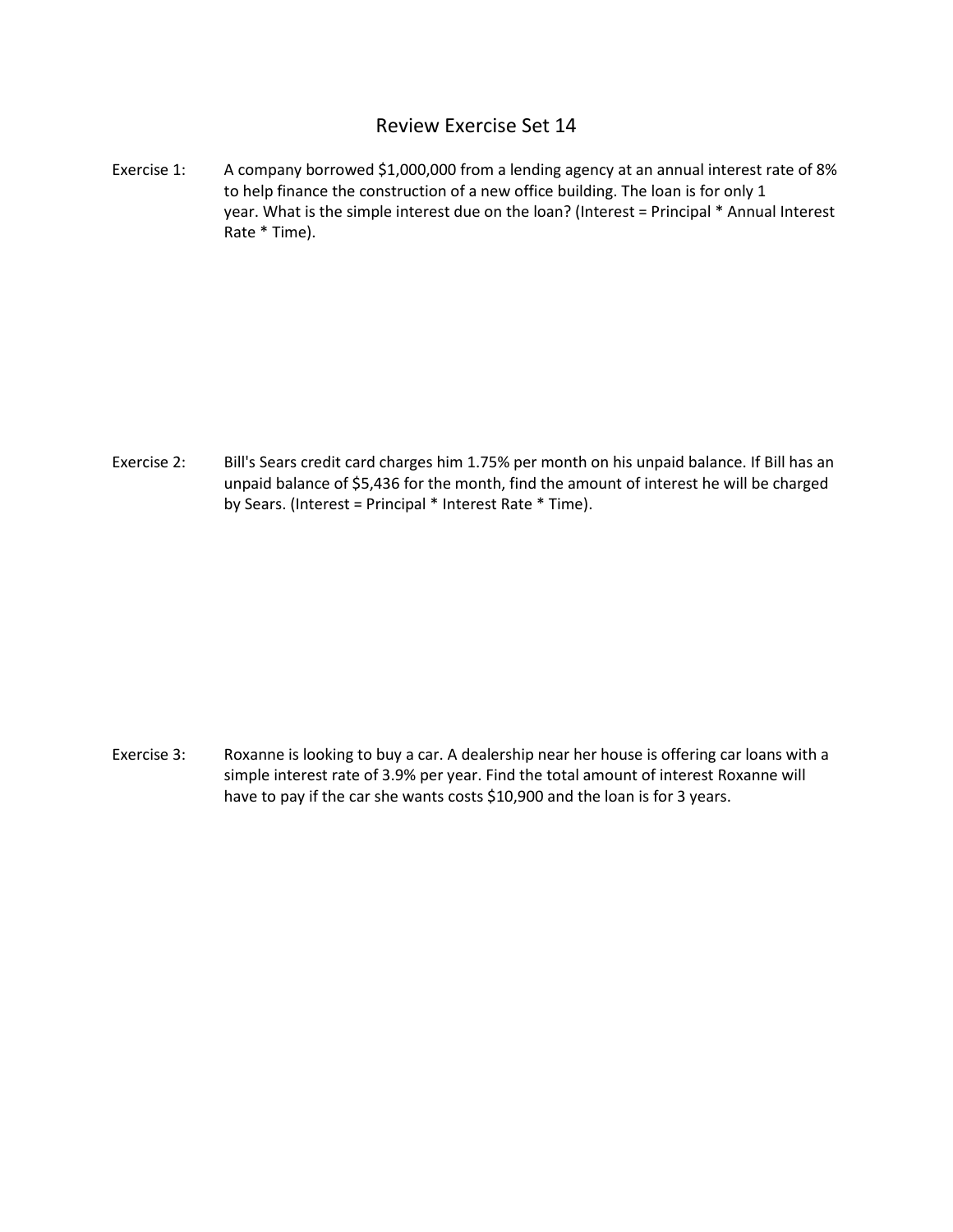# Review Exercise Set 14

Exercise 1: A company borrowed $1,000,000 from a lending agency at an annual interest rate of 8% to help finance the construction of a new office building. The loan is for only 1 year. What is the simple interest due on the loan? (Interest = Principal * Annual Interest Rate * Time).

Exercise 2: Bill's Sears credit card charges him 1.75% per month on his unpaid balance. If Bill has an unpaid balance of $5,436 for the month, find the amount of interest he will be charged by Sears. (Interest = Principal * Interest Rate * Time).

Exercise 3: Roxanne is looking to buy a car. A dealership near her house is offering car loans with a simple interest rate of 3.9% per year. Find the total amount of interest Roxanne will have to pay if the car she wants costs $10,900 and the loan is for 3 years.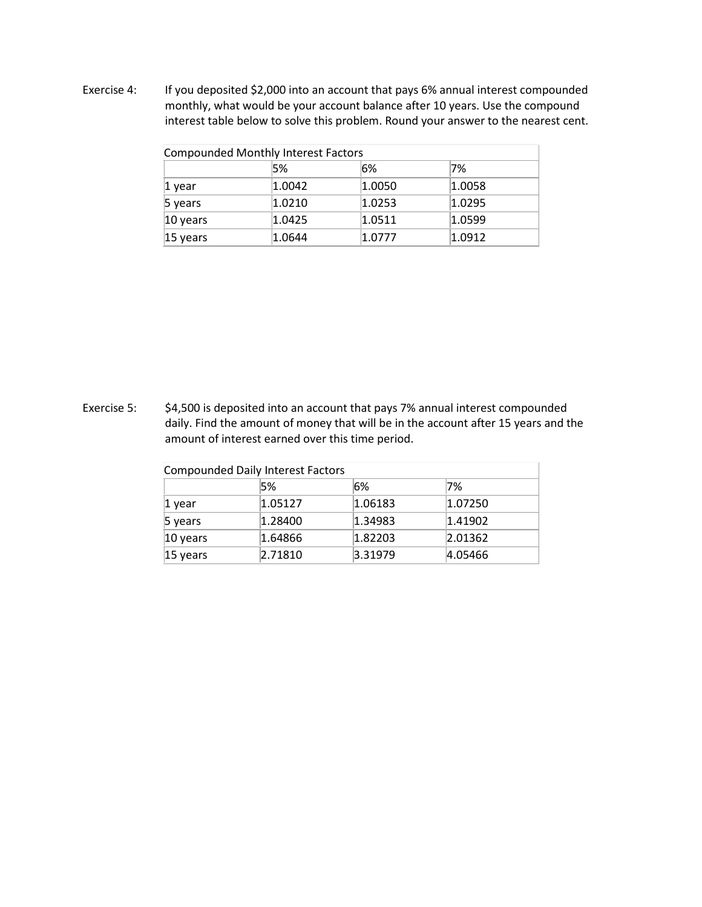Exercise 4: If you deposited $2,000 into an account that pays 6% annual interest compounded monthly, what would be your account balance after 10 years. Use the compound interest table below to solve this problem. Round your answer to the nearest cent.

Compounded Monthly Interest Factors

| | 5% | 6% | 7% |
|---|---|---|---|
| 1 year | 1.0042 | 1.0050 | 1.0058 |
| 5 years | 1.0210 | 1.0253 | 1.0295 |
| 10 years | 1.0425 | 1.0511 | 1.0599 |
| 15 years | 1.0644 | 1.0777 | 1.0912 |

Exercise 5: $4,500 is deposited into an account that pays 7% annual interest compounded daily. Find the amount of money that will be in the account after 15 years and the amount of interest earned over this time period.

Compounded Daily Interest Factors

| | 5% | 6% | 7% |
|---|---|---|---|
| 1 year | 1.05127 | 1.06183 | 1.07250 |
| 5 years | 1.28400 | 1.34983 | 1.41902 |
| 10 years | 1.64866 | 1.82203 | 2.01362 |
| 15 years | 2.71810 | 3.31979 | 4.05466 |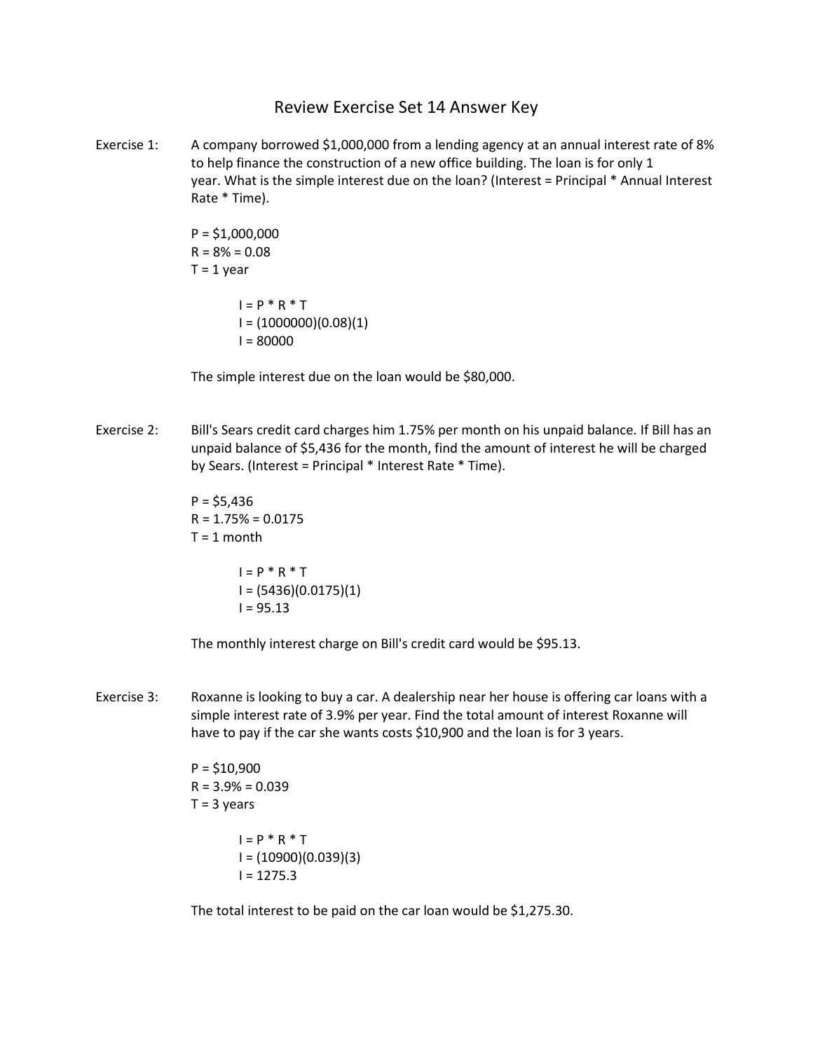# Review Exercise Set 14 Answer Key

**Exercise 1:** A company borrowed $1,000,000 from a lending agency at an annual interest rate of 8% to help finance the construction of a new office building. The loan is for only 1 year. What is the simple interest due on the loan? (Interest = Principal * Annual Interest Rate * Time).

P = $1,000,000
R = 8% = 0.08
T = 1 year

$$I = P * R * T$$
$$I = (1000000)(0.08)(1)$$
$$I = 80000$$

The simple interest due on the loan would be $80,000.

**Exercise 2:** Bill's Sears credit card charges him 1.75% per month on his unpaid balance. If Bill has an unpaid balance of $5,436 for the month, find the amount of interest he will be charged by Sears. (Interest = Principal * Interest Rate * Time).

P = $5,436
R = 1.75% = 0.0175
T = 1 month

$$I = P * R * T$$
$$I = (5436)(0.0175)(1)$$
$$I = 95.13$$

The monthly interest charge on Bill's credit card would be $95.13.

**Exercise 3:** Roxanne is looking to buy a car. A dealership near her house is offering car loans with a simple interest rate of 3.9% per year. Find the total amount of interest Roxanne will have to pay if the car she wants costs $10,900 and the loan is for 3 years.

P = $10,900
R = 3.9% = 0.039
T = 3 years

$$I = P * R * T$$
$$I = (10900)(0.039)(3)$$
$$I = 1275.3$$

The total interest to be paid on the car loan would be $1,275.30.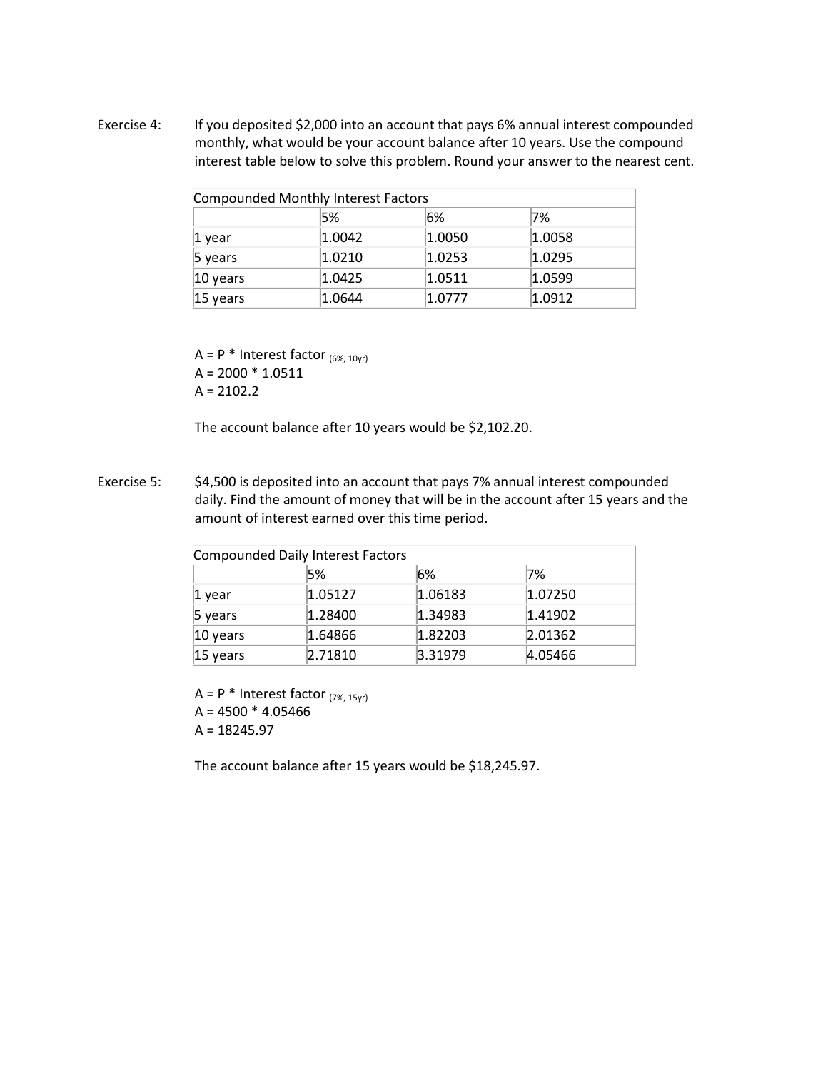Exercise 4: If you deposited $2,000 into an account that pays 6% annual interest compounded monthly, what would be your account balance after 10 years. Use the compound interest table below to solve this problem. Round your answer to the nearest cent.

Compounded Monthly Interest Factors

| | 5% | 6% | 7% |
|---|---|---|---|
| 1 year | 1.0042 | 1.0050 | 1.0058 |
| 5 years | 1.0210 | 1.0253 | 1.0295 |
| 10 years | 1.0425 | 1.0511 | 1.0599 |
| 15 years | 1.0644 | 1.0777 | 1.0912 |

$A = P * \text{Interest factor}_{(6\%, 10yr)}$

$A = 2000 * 1.0511$

$A = 2102.2$

The account balance after 10 years would be $2,102.20.

Exercise 5: $4,500 is deposited into an account that pays 7% annual interest compounded daily. Find the amount of money that will be in the account after 15 years and the amount of interest earned over this time period.

Compounded Daily Interest Factors

| | 5% | 6% | 7% |
|---|---|---|---|
| 1 year | 1.05127 | 1.06183 | 1.07250 |
| 5 years | 1.28400 | 1.34983 | 1.41902 |
| 10 years | 1.64866 | 1.82203 | 2.01362 |
| 15 years | 2.71810 | 3.31979 | 4.05466 |

$A = P * \text{Interest factor}_{(7\%, 15yr)}$

$A = 4500 * 4.05466$

$A = 18245.97$

The account balance after 15 years would be $18,245.97.